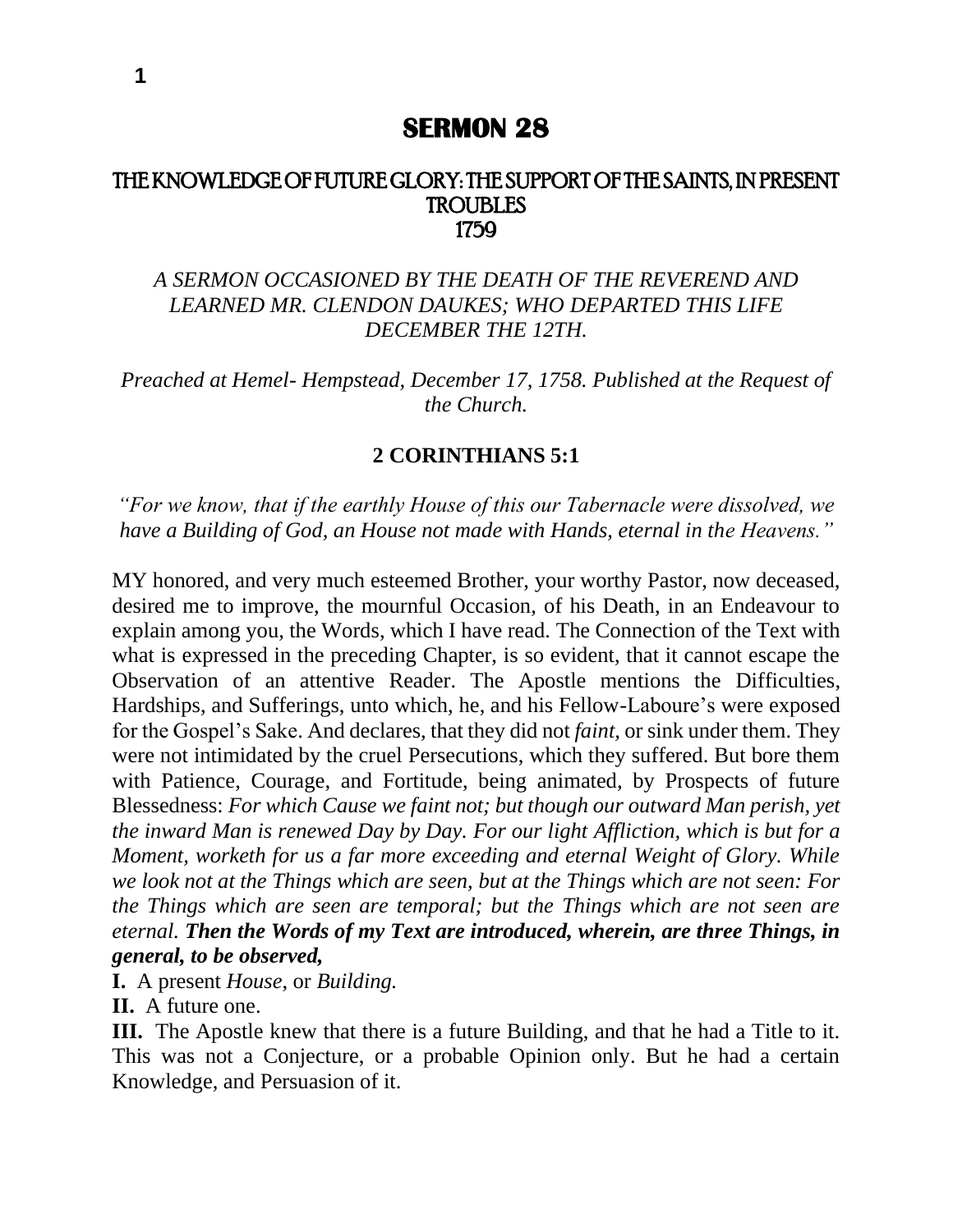# SERMON 28

## THE KNOWLEDGE OF FUTURE GLORY: THE SUPPORT OF THE SAINTS, IN PRESENT TROUBLES
## 1759

*A SERMON OCCASIONED BY THE DEATH OF THE REVEREND AND LEARNED MR. CLENDON DAUKES; WHO DEPARTED THIS LIFE DECEMBER THE 12TH.*

*Preached at Hemel- Hempstead, December 17, 1758. Published at the Request of the Church.*

**2 CORINTHIANS 5:1**

*"For we know, that if the earthly House of this our Tabernacle were dissolved, we have a Building of God, an House not made with Hands, eternal in the Heavens."*

MY honored, and very much esteemed Brother, your worthy Pastor, now deceased, desired me to improve, the mournful Occasion, of his Death, in an Endeavour to explain among you, the Words, which I have read. The Connection of the Text with what is expressed in the preceding Chapter, is so evident, that it cannot escape the Observation of an attentive Reader. The Apostle mentions the Difficulties, Hardships, and Sufferings, unto which, he, and his Fellow-Laboure's were exposed for the Gospel's Sake. And declares, that they did not *faint,* or sink under them. They were not intimidated by the cruel Persecutions, which they suffered. But bore them with Patience, Courage, and Fortitude, being animated, by Prospects of future Blessedness: *For which Cause we faint not; but though our outward Man perish, yet the inward Man is renewed Day by Day. For our light Affliction, which is but for a Moment, worketh for us a far more exceeding and eternal Weight of Glory. While we look not at the Things which are seen, but at the Things which are not seen: For the Things which are seen are temporal; but the Things which are not seen are eternal.* ***Then the Words of my Text are introduced, wherein, are three Things, in general, to be observed,***

**I.** A present *House*, or *Building.*

**II.** A future one.

**III.** The Apostle knew that there is a future Building, and that he had a Title to it. This was not a Conjecture, or a probable Opinion only. But he had a certain Knowledge, and Persuasion of it.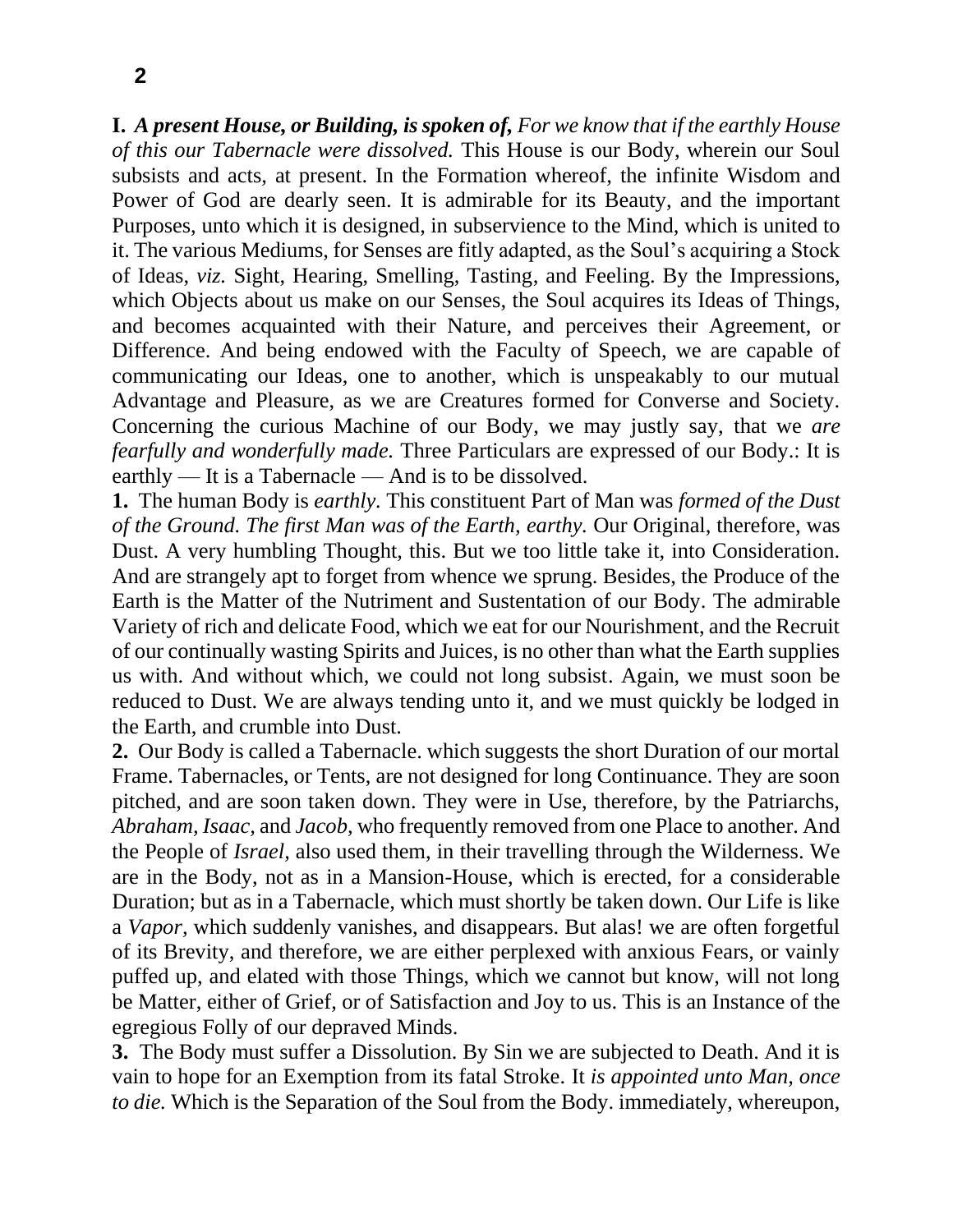**I.** ***A present House, or Building, is spoken of,*** *For we know that if the earthly House of this our Tabernacle were dissolved.* This House is our Body, wherein our Soul subsists and acts, at present. In the Formation whereof, the infinite Wisdom and Power of God are dearly seen. It is admirable for its Beauty, and the important Purposes, unto which it is designed, in subservience to the Mind, which is united to it. The various Mediums, for Senses are fitly adapted, as the Soul's acquiring a Stock of Ideas, *viz.* Sight, Hearing, Smelling, Tasting, and Feeling. By the Impressions, which Objects about us make on our Senses, the Soul acquires its Ideas of Things, and becomes acquainted with their Nature, and perceives their Agreement, or Difference. And being endowed with the Faculty of Speech, we are capable of communicating our Ideas, one to another, which is unspeakably to our mutual Advantage and Pleasure, as we are Creatures formed for Converse and Society. Concerning the curious Machine of our Body, we may justly say, that we *are fearfully and wonderfully made.* Three Particulars are expressed of our Body.: It is earthly — It is a Tabernacle — And is to be dissolved.

**1.** The human Body is *earthly.* This constituent Part of Man was *formed of the Dust of the Ground. The first Man was of the Earth, earthy.* Our Original, therefore, was Dust. A very humbling Thought, this. But we too little take it, into Consideration. And are strangely apt to forget from whence we sprung. Besides, the Produce of the Earth is the Matter of the Nutriment and Sustentation of our Body. The admirable Variety of rich and delicate Food, which we eat for our Nourishment, and the Recruit of our continually wasting Spirits and Juices, is no other than what the Earth supplies us with. And without which, we could not long subsist. Again, we must soon be reduced to Dust. We are always tending unto it, and we must quickly be lodged in the Earth, and crumble into Dust.

**2.** Our Body is called a Tabernacle. which suggests the short Duration of our mortal Frame. Tabernacles, or Tents, are not designed for long Continuance. They are soon pitched, and are soon taken down. They were in Use, therefore, by the Patriarchs, *Abraham, Isaac,* and *Jacob,* who frequently removed from one Place to another. And the People of *Israel,* also used them, in their travelling through the Wilderness. We are in the Body, not as in a Mansion-House, which is erected, for a considerable Duration; but as in a Tabernacle, which must shortly be taken down. Our Life is like a *Vapor,* which suddenly vanishes, and disappears. But alas! we are often forgetful of its Brevity, and therefore, we are either perplexed with anxious Fears, or vainly puffed up, and elated with those Things, which we cannot but know, will not long be Matter, either of Grief, or of Satisfaction and Joy to us. This is an Instance of the egregious Folly of our depraved Minds.

**3.** The Body must suffer a Dissolution. By Sin we are subjected to Death. And it is vain to hope for an Exemption from its fatal Stroke. It *is appointed unto Man, once to die.* Which is the Separation of the Soul from the Body. immediately, whereupon,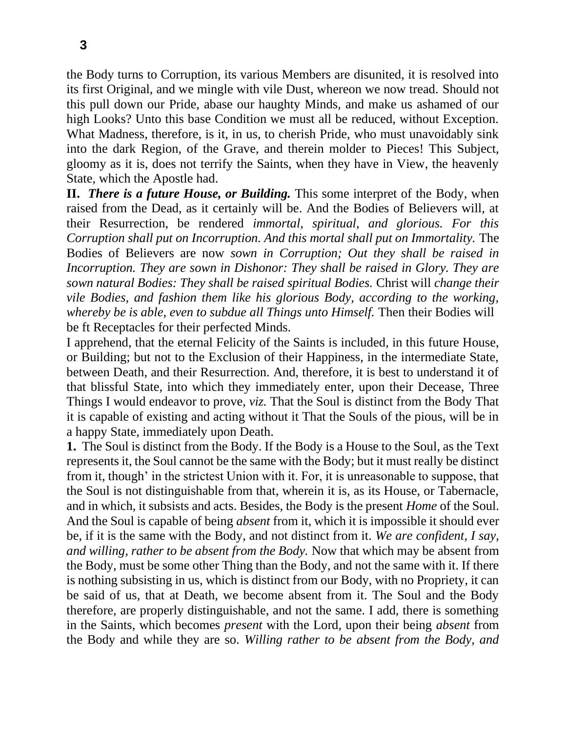the Body turns to Corruption, its various Members are disunited, it is resolved into its first Original, and we mingle with vile Dust, whereon we now tread. Should not this pull down our Pride, abase our haughty Minds, and make us ashamed of our high Looks? Unto this base Condition we must all be reduced, without Exception. What Madness, therefore, is it, in us, to cherish Pride, who must unavoidably sink into the dark Region, of the Grave, and therein molder to Pieces! This Subject, gloomy as it is, does not terrify the Saints, when they have in View, the heavenly State, which the Apostle had.

**II.** ***There is a future House, or Building.*** This some interpret of the Body, when raised from the Dead, as it certainly will be. And the Bodies of Believers will, at their Resurrection, be rendered *immortal, spiritual, and glorious. For this Corruption shall put on Incorruption. And this mortal shall put on Immortality.* The Bodies of Believers are now *sown in Corruption; Out they shall be raised in Incorruption. They are sown in Dishonor: They shall be raised in Glory. They are sown natural Bodies: They shall be raised spiritual Bodies.* Christ will *change their vile Bodies, and fashion them like his glorious Body, according to the working, whereby be is able, even to subdue all Things unto Himself.* Then their Bodies will be ft Receptacles for their perfected Minds.

I apprehend, that the eternal Felicity of the Saints is included, in this future House, or Building; but not to the Exclusion of their Happiness, in the intermediate State, between Death, and their Resurrection. And, therefore, it is best to understand it of that blissful State, into which they immediately enter, upon their Decease, Three Things I would endeavor to prove, *viz.* That the Soul is distinct from the Body That it is capable of existing and acting without it That the Souls of the pious, will be in a happy State, immediately upon Death.

**1.** The Soul is distinct from the Body. If the Body is a House to the Soul, as the Text represents it, the Soul cannot be the same with the Body; but it must really be distinct from it, though' in the strictest Union with it. For, it is unreasonable to suppose, that the Soul is not distinguishable from that, wherein it is, as its House, or Tabernacle, and in which, it subsists and acts. Besides, the Body is the present *Home* of the Soul. And the Soul is capable of being *absent* from it, which it is impossible it should ever be, if it is the same with the Body, and not distinct from it. *We are confident, I say, and willing, rather to be absent from the Body.* Now that which may be absent from the Body, must be some other Thing than the Body, and not the same with it. If there is nothing subsisting in us, which is distinct from our Body, with no Propriety, it can be said of us, that at Death, we become absent from it. The Soul and the Body therefore, are properly distinguishable, and not the same. I add, there is something in the Saints, which becomes *present* with the Lord, upon their being *absent* from the Body and while they are so. *Willing rather to be absent from the Body, and*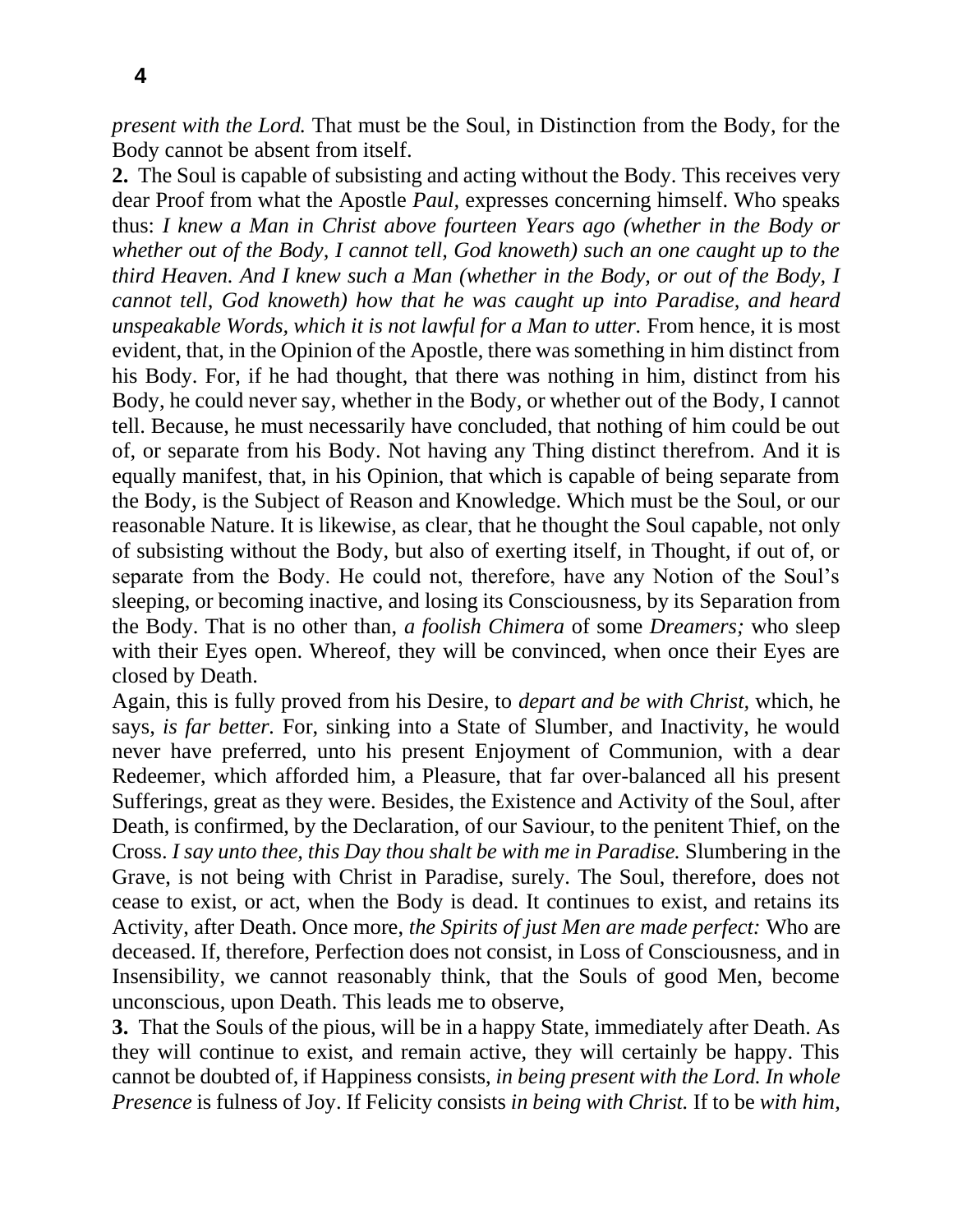*present with the Lord.* That must be the Soul, in Distinction from the Body, for the Body cannot be absent from itself.

**2.** The Soul is capable of subsisting and acting without the Body. This receives very dear Proof from what the Apostle *Paul,* expresses concerning himself. Who speaks thus: *I knew a Man in Christ above fourteen Years ago (whether in the Body or whether out of the Body, I cannot tell, God knoweth) such an one caught up to the third Heaven. And I knew such a Man (whether in the Body, or out of the Body, I cannot tell, God knoweth) how that he was caught up into Paradise, and heard unspeakable Words, which it is not lawful for a Man to utter.* From hence, it is most evident, that, in the Opinion of the Apostle, there was something in him distinct from his Body. For, if he had thought, that there was nothing in him, distinct from his Body, he could never say, whether in the Body, or whether out of the Body, I cannot tell. Because, he must necessarily have concluded, that nothing of him could be out of, or separate from his Body. Not having any Thing distinct therefrom. And it is equally manifest, that, in his Opinion, that which is capable of being separate from the Body, is the Subject of Reason and Knowledge. Which must be the Soul, or our reasonable Nature. It is likewise, as clear, that he thought the Soul capable, not only of subsisting without the Body, but also of exerting itself, in Thought, if out of, or separate from the Body. He could not, therefore, have any Notion of the Soul's sleeping, or becoming inactive, and losing its Consciousness, by its Separation from the Body. That is no other than, *a foolish Chimera* of some *Dreamers;* who sleep with their Eyes open. Whereof, they will be convinced, when once their Eyes are closed by Death.

Again, this is fully proved from his Desire, to *depart and be with Christ,* which, he says, *is far better.* For, sinking into a State of Slumber, and Inactivity, he would never have preferred, unto his present Enjoyment of Communion, with a dear Redeemer, which afforded him, a Pleasure, that far over-balanced all his present Sufferings, great as they were. Besides, the Existence and Activity of the Soul, after Death, is confirmed, by the Declaration, of our Saviour, to the penitent Thief, on the Cross. *I say unto thee, this Day thou shalt be with me in Paradise.* Slumbering in the Grave, is not being with Christ in Paradise, surely. The Soul, therefore, does not cease to exist, or act, when the Body is dead. It continues to exist, and retains its Activity, after Death. Once more, *the Spirits of just Men are made perfect:* Who are deceased. If, therefore, Perfection does not consist, in Loss of Consciousness, and in Insensibility, we cannot reasonably think, that the Souls of good Men, become unconscious, upon Death. This leads me to observe,

**3.** That the Souls of the pious, will be in a happy State, immediately after Death. As they will continue to exist, and remain active, they will certainly be happy. This cannot be doubted of, if Happiness consists, *in being present with the Lord. In whole Presence* is fulness of Joy. If Felicity consists *in being with Christ.* If to be *with him,*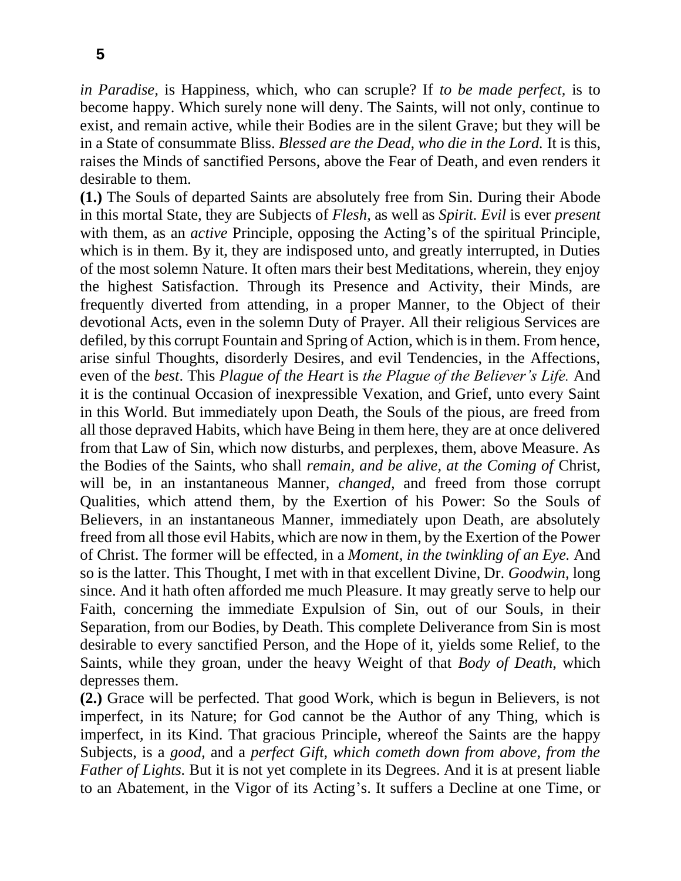*in Paradise*, is Happiness, which, who can scruple? If *to be made perfect*, is to become happy. Which surely none will deny. The Saints, will not only, continue to exist, and remain active, while their Bodies are in the silent Grave; but they will be in a State of consummate Bliss. *Blessed are the Dead, who die in the Lord.* It is this, raises the Minds of sanctified Persons, above the Fear of Death, and even renders it desirable to them.

**(1.)** The Souls of departed Saints are absolutely free from Sin. During their Abode in this mortal State, they are Subjects of *Flesh,* as well as *Spirit. Evil* is ever *present* with them, as an *active* Principle, opposing the Acting's of the spiritual Principle, which is in them. By it, they are indisposed unto, and greatly interrupted, in Duties of the most solemn Nature. It often mars their best Meditations, wherein, they enjoy the highest Satisfaction. Through its Presence and Activity, their Minds, are frequently diverted from attending, in a proper Manner, to the Object of their devotional Acts, even in the solemn Duty of Prayer. All their religious Services are defiled, by this corrupt Fountain and Spring of Action, which is in them. From hence, arise sinful Thoughts, disorderly Desires, and evil Tendencies, in the Affections, even of the *best*. This *Plague of the Heart* is *the Plague of the Believer's Life.* And it is the continual Occasion of inexpressible Vexation, and Grief, unto every Saint in this World. But immediately upon Death, the Souls of the pious, are freed from all those depraved Habits, which have Being in them here, they are at once delivered from that Law of Sin, which now disturbs, and perplexes, them, above Measure. As the Bodies of the Saints, who shall *remain, and be alive, at the Coming of* Christ, will be, in an instantaneous Manner, *changed,* and freed from those corrupt Qualities, which attend them, by the Exertion of his Power: So the Souls of Believers, in an instantaneous Manner, immediately upon Death, are absolutely freed from all those evil Habits, which are now in them, by the Exertion of the Power of Christ. The former will be effected, in a *Moment, in the twinkling of an Eye.* And so is the latter. This Thought, I met with in that excellent Divine, Dr. *Goodwin,* long since. And it hath often afforded me much Pleasure. It may greatly serve to help our Faith, concerning the immediate Expulsion of Sin, out of our Souls, in their Separation, from our Bodies, by Death. This complete Deliverance from Sin is most desirable to every sanctified Person, and the Hope of it, yields some Relief, to the Saints, while they groan, under the heavy Weight of that *Body of Death,* which depresses them.

**(2.)** Grace will be perfected. That good Work, which is begun in Believers, is not imperfect, in its Nature; for God cannot be the Author of any Thing, which is imperfect, in its Kind. That gracious Principle, whereof the Saints are the happy Subjects, is a *good,* and a *perfect Gift, which cometh down from above, from the Father of Lights.* But it is not yet complete in its Degrees. And it is at present liable to an Abatement, in the Vigor of its Acting's. It suffers a Decline at one Time, or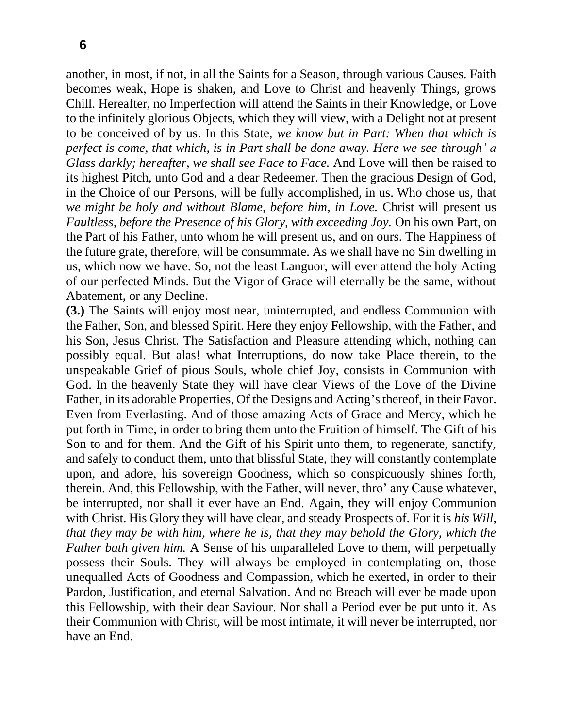another, in most, if not, in all the Saints for a Season, through various Causes. Faith becomes weak, Hope is shaken, and Love to Christ and heavenly Things, grows Chill. Hereafter, no Imperfection will attend the Saints in their Knowledge, or Love to the infinitely glorious Objects, which they will view, with a Delight not at present to be conceived of by us. In this State, *we know but in Part: When that which is perfect is come, that which, is in Part shall be done away. Here we see through' a Glass darkly; hereafter, we shall see Face to Face.* And Love will then be raised to its highest Pitch, unto God and a dear Redeemer. Then the gracious Design of God, in the Choice of our Persons, will be fully accomplished, in us. Who chose us, that *we might be holy and without Blame, before him, in Love.* Christ will present us *Faultless, before the Presence of his Glory, with exceeding Joy.* On his own Part, on the Part of his Father, unto whom he will present us, and on ours. The Happiness of the future grate, therefore, will be consummate. As we shall have no Sin dwelling in us, which now we have. So, not the least Languor, will ever attend the holy Acting of our perfected Minds. But the Vigor of Grace will eternally be the same, without Abatement, or any Decline.

**(3.)** The Saints will enjoy most near, uninterrupted, and endless Communion with the Father, Son, and blessed Spirit. Here they enjoy Fellowship, with the Father, and his Son, Jesus Christ. The Satisfaction and Pleasure attending which, nothing can possibly equal. But alas! what Interruptions, do now take Place therein, to the unspeakable Grief of pious Souls, whole chief Joy, consists in Communion with God. In the heavenly State they will have clear Views of the Love of the Divine Father, in its adorable Properties, Of the Designs and Acting's thereof, in their Favor. Even from Everlasting. And of those amazing Acts of Grace and Mercy, which he put forth in Time, in order to bring them unto the Fruition of himself. The Gift of his Son to and for them. And the Gift of his Spirit unto them, to regenerate, sanctify, and safely to conduct them, unto that blissful State, they will constantly contemplate upon, and adore, his sovereign Goodness, which so conspicuously shines forth, therein. And, this Fellowship, with the Father, will never, thro' any Cause whatever, be interrupted, nor shall it ever have an End. Again, they will enjoy Communion with Christ. His Glory they will have clear, and steady Prospects of. For it is *his Will, that they may be with him, where he is, that they may behold the Glory, which the Father bath given him.* A Sense of his unparalleled Love to them, will perpetually possess their Souls. They will always be employed in contemplating on, those unequalled Acts of Goodness and Compassion, which he exerted, in order to their Pardon, Justification, and eternal Salvation. And no Breach will ever be made upon this Fellowship, with their dear Saviour. Nor shall a Period ever be put unto it. As their Communion with Christ, will be most intimate, it will never be interrupted, nor have an End.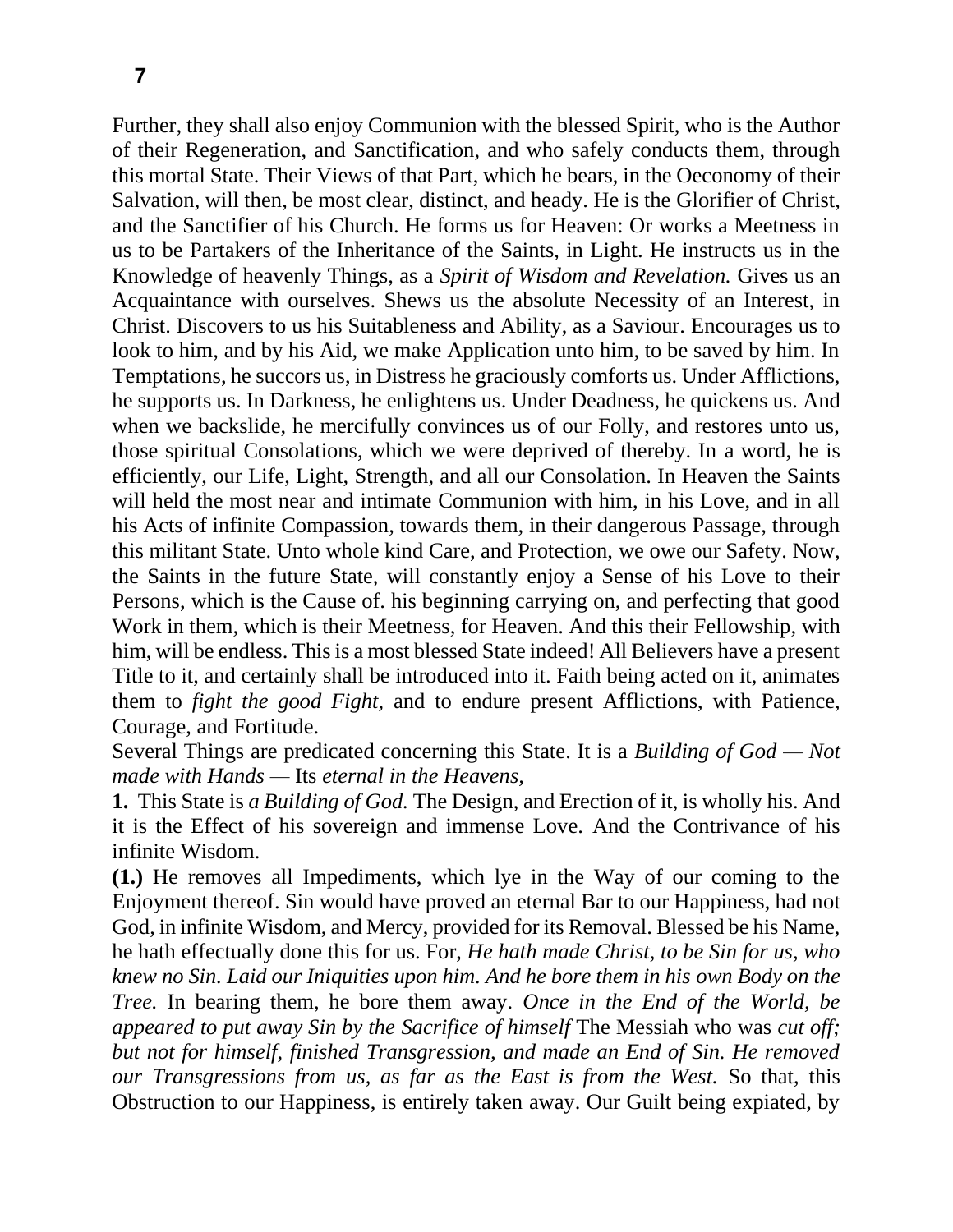Further, they shall also enjoy Communion with the blessed Spirit, who is the Author of their Regeneration, and Sanctification, and who safely conducts them, through this mortal State. Their Views of that Part, which he bears, in the Oeconomy of their Salvation, will then, be most clear, distinct, and heady. He is the Glorifier of Christ, and the Sanctifier of his Church. He forms us for Heaven: Or works a Meetness in us to be Partakers of the Inheritance of the Saints, in Light. He instructs us in the Knowledge of heavenly Things, as a *Spirit of Wisdom and Revelation.* Gives us an Acquaintance with ourselves. Shews us the absolute Necessity of an Interest, in Christ. Discovers to us his Suitableness and Ability, as a Saviour. Encourages us to look to him, and by his Aid, we make Application unto him, to be saved by him. In Temptations, he succors us, in Distress he graciously comforts us. Under Afflictions, he supports us. In Darkness, he enlightens us. Under Deadness, he quickens us. And when we backslide, he mercifully convinces us of our Folly, and restores unto us, those spiritual Consolations, which we were deprived of thereby. In a word, he is efficiently, our Life, Light, Strength, and all our Consolation. In Heaven the Saints will held the most near and intimate Communion with him, in his Love, and in all his Acts of infinite Compassion, towards them, in their dangerous Passage, through this militant State. Unto whole kind Care, and Protection, we owe our Safety. Now, the Saints in the future State, will constantly enjoy a Sense of his Love to their Persons, which is the Cause of. his beginning carrying on, and perfecting that good Work in them, which is their Meetness, for Heaven. And this their Fellowship, with him, will be endless. This is a most blessed State indeed! All Believers have a present Title to it, and certainly shall be introduced into it. Faith being acted on it, animates them to *fight the good Fight,* and to endure present Afflictions, with Patience, Courage, and Fortitude.

Several Things are predicated concerning this State. It is a *Building of God — Not made with Hands —* Its *eternal in the Heavens,*

**1.** This State is *a Building of God.* The Design, and Erection of it, is wholly his. And it is the Effect of his sovereign and immense Love. And the Contrivance of his infinite Wisdom.

**(1.)** He removes all Impediments, which lye in the Way of our coming to the Enjoyment thereof. Sin would have proved an eternal Bar to our Happiness, had not God, in infinite Wisdom, and Mercy, provided for its Removal. Blessed be his Name, he hath effectually done this for us. For, *He hath made Christ, to be Sin for us, who knew no Sin. Laid our Iniquities upon him. And he bore them in his own Body on the Tree.* In bearing them, he bore them away. *Once in the End of the World, be appeared to put away Sin by the Sacrifice of himself* The Messiah who was *cut off; but not for himself, finished Transgression, and made an End of Sin. He removed our Transgressions from us, as far as the East is from the West.* So that, this Obstruction to our Happiness, is entirely taken away. Our Guilt being expiated, by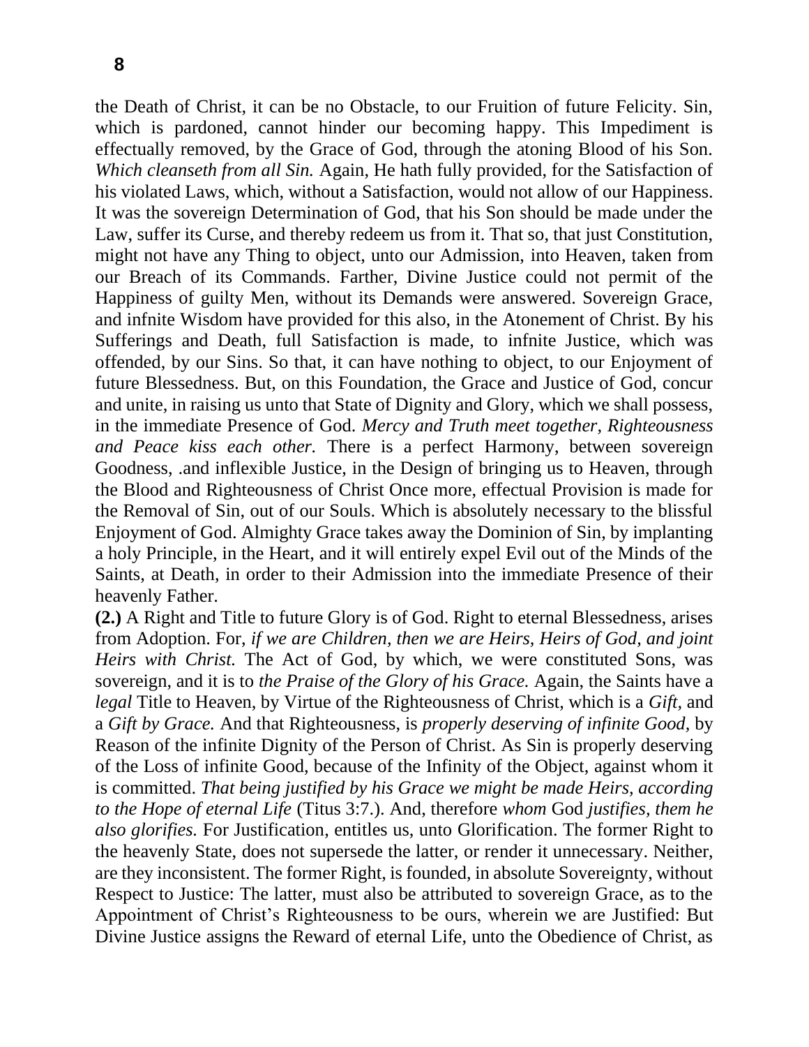the Death of Christ, it can be no Obstacle, to our Fruition of future Felicity. Sin, which is pardoned, cannot hinder our becoming happy. This Impediment is effectually removed, by the Grace of God, through the atoning Blood of his Son. *Which cleanseth from all Sin.* Again, He hath fully provided, for the Satisfaction of his violated Laws, which, without a Satisfaction, would not allow of our Happiness. It was the sovereign Determination of God, that his Son should be made under the Law, suffer its Curse, and thereby redeem us from it. That so, that just Constitution, might not have any Thing to object, unto our Admission, into Heaven, taken from our Breach of its Commands. Farther, Divine Justice could not permit of the Happiness of guilty Men, without its Demands were answered. Sovereign Grace, and infnite Wisdom have provided for this also, in the Atonement of Christ. By his Sufferings and Death, full Satisfaction is made, to infnite Justice, which was offended, by our Sins. So that, it can have nothing to object, to our Enjoyment of future Blessedness. But, on this Foundation, the Grace and Justice of God, concur and unite, in raising us unto that State of Dignity and Glory, which we shall possess, in the immediate Presence of God. *Mercy and Truth meet together, Righteousness and Peace kiss each other.* There is a perfect Harmony, between sovereign Goodness, .and inflexible Justice, in the Design of bringing us to Heaven, through the Blood and Righteousness of Christ Once more, effectual Provision is made for the Removal of Sin, out of our Souls. Which is absolutely necessary to the blissful Enjoyment of God. Almighty Grace takes away the Dominion of Sin, by implanting a holy Principle, in the Heart, and it will entirely expel Evil out of the Minds of the Saints, at Death, in order to their Admission into the immediate Presence of their heavenly Father.

**(2.)** A Right and Title to future Glory is of God. Right to eternal Blessedness, arises from Adoption. For, *if we are Children, then we are Heirs, Heirs of God, and joint Heirs with Christ.* The Act of God, by which, we were constituted Sons, was sovereign, and it is to *the Praise of the Glory of his Grace.* Again, the Saints have a *legal* Title to Heaven, by Virtue of the Righteousness of Christ, which is a *Gift,* and a *Gift by Grace.* And that Righteousness, is *properly deserving of infinite Good,* by Reason of the infinite Dignity of the Person of Christ. As Sin is properly deserving of the Loss of infinite Good, because of the Infinity of the Object, against whom it is committed. *That being justified by his Grace we might be made Heirs, according to the Hope of eternal Life* (Titus 3:7.). And, therefore *whom* God *justifies, them he also glorifies.* For Justification, entitles us, unto Glorification. The former Right to the heavenly State, does not supersede the latter, or render it unnecessary. Neither, are they inconsistent. The former Right, is founded, in absolute Sovereignty, without Respect to Justice: The latter, must also be attributed to sovereign Grace, as to the Appointment of Christ's Righteousness to be ours, wherein we are Justified: But Divine Justice assigns the Reward of eternal Life, unto the Obedience of Christ, as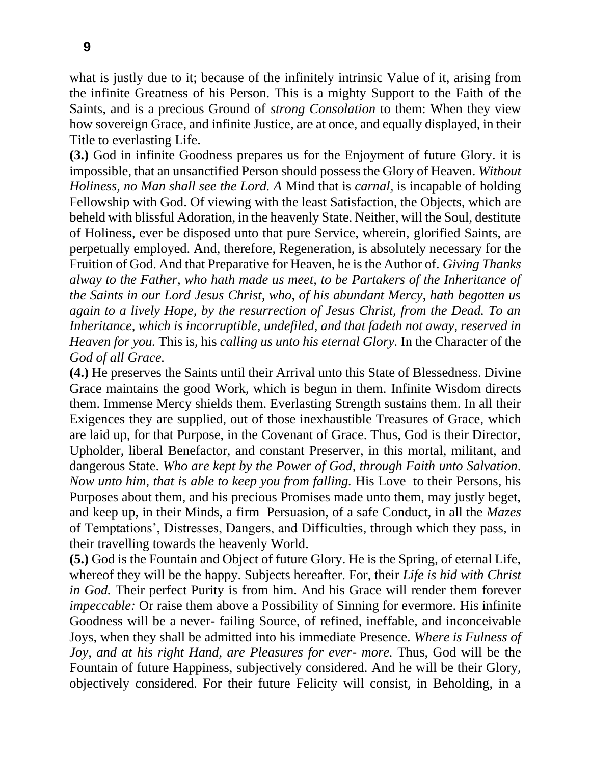what is justly due to it; because of the infinitely intrinsic Value of it, arising from the infinite Greatness of his Person. This is a mighty Support to the Faith of the Saints, and is a precious Ground of *strong Consolation* to them: When they view how sovereign Grace, and infinite Justice, are at once, and equally displayed, in their Title to everlasting Life.

**(3.)** God in infinite Goodness prepares us for the Enjoyment of future Glory. it is impossible, that an unsanctified Person should possess the Glory of Heaven. *Without Holiness, no Man shall see the Lord. A* Mind that is *carnal,* is incapable of holding Fellowship with God. Of viewing with the least Satisfaction, the Objects, which are beheld with blissful Adoration, in the heavenly State. Neither, will the Soul, destitute of Holiness, ever be disposed unto that pure Service, wherein, glorified Saints, are perpetually employed. And, therefore, Regeneration, is absolutely necessary for the Fruition of God. And that Preparative for Heaven, he is the Author of. *Giving Thanks alway to the Father, who hath made us meet, to be Partakers of the Inheritance of the Saints in our Lord Jesus Christ, who, of his abundant Mercy, hath begotten us again to a lively Hope, by the resurrection of Jesus Christ, from the Dead. To an Inheritance, which is incorruptible, undefiled, and that fadeth not away, reserved in Heaven for you.* This is, his *calling us unto his eternal Glory.* In the Character of the *God of all Grace.*

**(4.)** He preserves the Saints until their Arrival unto this State of Blessedness. Divine Grace maintains the good Work, which is begun in them. Infinite Wisdom directs them. Immense Mercy shields them. Everlasting Strength sustains them. In all their Exigences they are supplied, out of those inexhaustible Treasures of Grace, which are laid up, for that Purpose, in the Covenant of Grace. Thus, God is their Director, Upholder, liberal Benefactor, and constant Preserver, in this mortal, militant, and dangerous State. *Who are kept by the Power of God, through Faith unto Salvation. Now unto him, that is able to keep you from falling.* His Love to their Persons, his Purposes about them, and his precious Promises made unto them, may justly beget, and keep up, in their Minds, a firm Persuasion, of a safe Conduct, in all the *Mazes* of Temptations', Distresses, Dangers, and Difficulties, through which they pass, in their travelling towards the heavenly World.

**(5.)** God is the Fountain and Object of future Glory. He is the Spring, of eternal Life, whereof they will be the happy. Subjects hereafter. For, their *Life is hid with Christ in God.* Their perfect Purity is from him. And his Grace will render them forever *impeccable:* Or raise them above a Possibility of Sinning for evermore. His infinite Goodness will be a never- failing Source, of refined, ineffable, and inconceivable Joys, when they shall be admitted into his immediate Presence. *Where is Fulness of Joy, and at his right Hand, are Pleasures for ever- more.* Thus, God will be the Fountain of future Happiness, subjectively considered. And he will be their Glory, objectively considered. For their future Felicity will consist, in Beholding, in a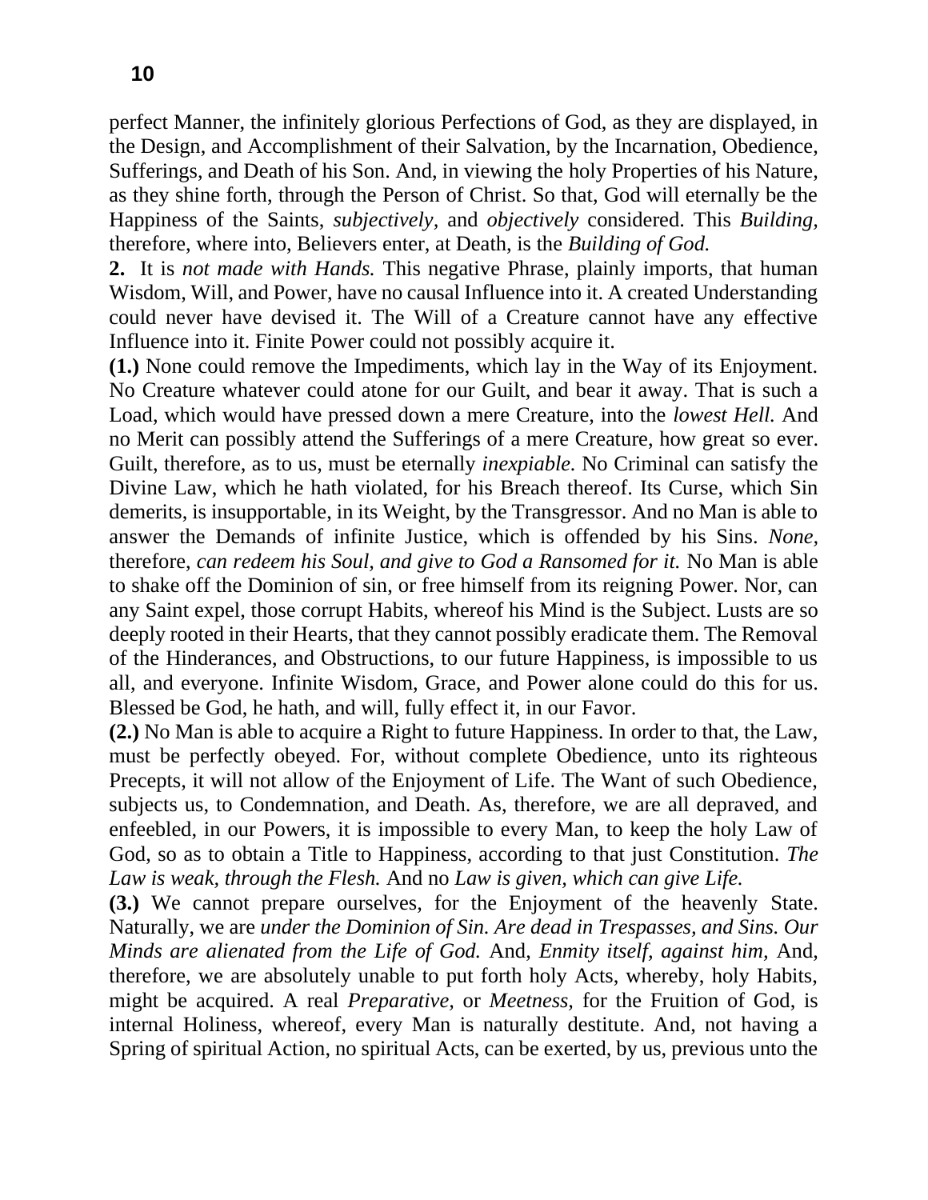perfect Manner, the infinitely glorious Perfections of God, as they are displayed, in the Design, and Accomplishment of their Salvation, by the Incarnation, Obedience, Sufferings, and Death of his Son. And, in viewing the holy Properties of his Nature, as they shine forth, through the Person of Christ. So that, God will eternally be the Happiness of the Saints, *subjectively,* and *objectively* considered. This *Building,* therefore, where into, Believers enter, at Death, is the *Building of God.*

**2.** It is *not made with Hands.* This negative Phrase, plainly imports, that human Wisdom, Will, and Power, have no causal Influence into it. A created Understanding could never have devised it. The Will of a Creature cannot have any effective Influence into it. Finite Power could not possibly acquire it.

**(1.)** None could remove the Impediments, which lay in the Way of its Enjoyment. No Creature whatever could atone for our Guilt, and bear it away. That is such a Load, which would have pressed down a mere Creature, into the *lowest Hell.* And no Merit can possibly attend the Sufferings of a mere Creature, how great so ever. Guilt, therefore, as to us, must be eternally *inexpiable.* No Criminal can satisfy the Divine Law, which he hath violated, for his Breach thereof. Its Curse, which Sin demerits, is insupportable, in its Weight, by the Transgressor. And no Man is able to answer the Demands of infinite Justice, which is offended by his Sins. *None,* therefore, *can redeem his Soul, and give to God a Ransomed for it.* No Man is able to shake off the Dominion of sin, or free himself from its reigning Power. Nor, can any Saint expel, those corrupt Habits, whereof his Mind is the Subject. Lusts are so deeply rooted in their Hearts, that they cannot possibly eradicate them. The Removal of the Hinderances, and Obstructions, to our future Happiness, is impossible to us all, and everyone. Infinite Wisdom, Grace, and Power alone could do this for us. Blessed be God, he hath, and will, fully effect it, in our Favor.

**(2.)** No Man is able to acquire a Right to future Happiness. In order to that, the Law, must be perfectly obeyed. For, without complete Obedience, unto its righteous Precepts, it will not allow of the Enjoyment of Life. The Want of such Obedience, subjects us, to Condemnation, and Death. As, therefore, we are all depraved, and enfeebled, in our Powers, it is impossible to every Man, to keep the holy Law of God, so as to obtain a Title to Happiness, according to that just Constitution. *The Law is weak, through the Flesh.* And no *Law is given, which can give Life.*

**(3.)** We cannot prepare ourselves, for the Enjoyment of the heavenly State. Naturally, we are *under the Dominion of Sin. Are dead in Trespasses, and Sins. Our Minds are alienated from the Life of God.* And, *Enmity itself, against him,* And, therefore, we are absolutely unable to put forth holy Acts, whereby, holy Habits, might be acquired. A real *Preparative,* or *Meetness,* for the Fruition of God, is internal Holiness, whereof, every Man is naturally destitute. And, not having a Spring of spiritual Action, no spiritual Acts, can be exerted, by us, previous unto the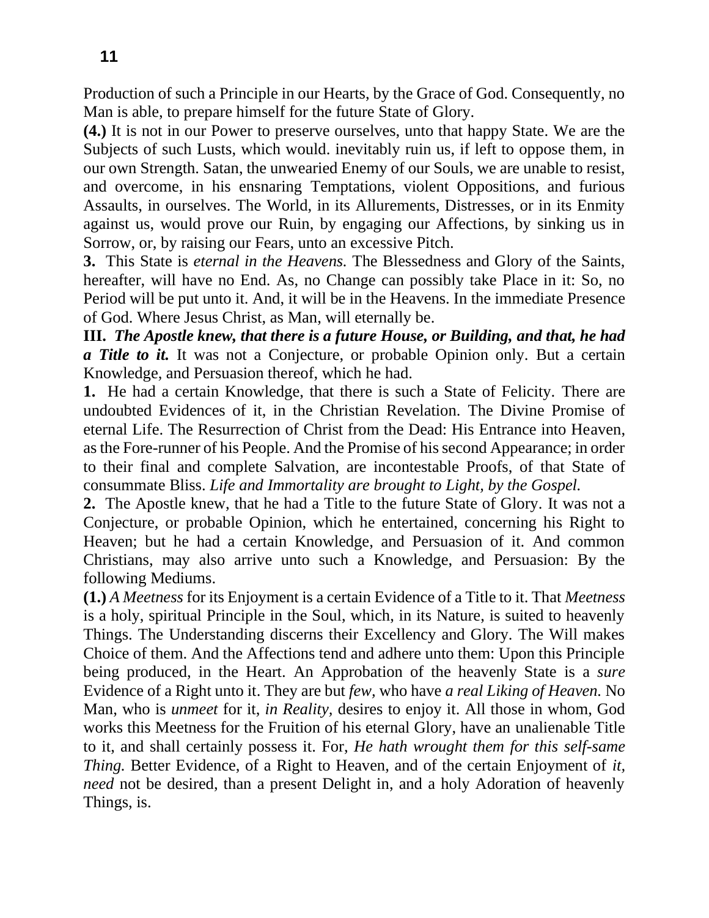Production of such a Principle in our Hearts, by the Grace of God. Consequently, no Man is able, to prepare himself for the future State of Glory.

**(4.)** It is not in our Power to preserve ourselves, unto that happy State. We are the Subjects of such Lusts, which would. inevitably ruin us, if left to oppose them, in our own Strength. Satan, the unwearied Enemy of our Souls, we are unable to resist, and overcome, in his ensnaring Temptations, violent Oppositions, and furious Assaults, in ourselves. The World, in its Allurements, Distresses, or in its Enmity against us, would prove our Ruin, by engaging our Affections, by sinking us in Sorrow, or, by raising our Fears, unto an excessive Pitch.

**3.** This State is *eternal in the Heavens.* The Blessedness and Glory of the Saints, hereafter, will have no End. As, no Change can possibly take Place in it: So, no Period will be put unto it. And, it will be in the Heavens. In the immediate Presence of God. Where Jesus Christ, as Man, will eternally be.

**III.** ***The Apostle knew, that there is a future House, or Building, and that, he had a Title to it.*** It was not a Conjecture, or probable Opinion only. But a certain Knowledge, and Persuasion thereof, which he had.

**1.** He had a certain Knowledge, that there is such a State of Felicity. There are undoubted Evidences of it, in the Christian Revelation. The Divine Promise of eternal Life. The Resurrection of Christ from the Dead: His Entrance into Heaven, as the Fore-runner of his People. And the Promise of his second Appearance; in order to their final and complete Salvation, are incontestable Proofs, of that State of consummate Bliss. *Life and Immortality are brought to Light, by the Gospel.*

**2.** The Apostle knew, that he had a Title to the future State of Glory. It was not a Conjecture, or probable Opinion, which he entertained, concerning his Right to Heaven; but he had a certain Knowledge, and Persuasion of it. And common Christians, may also arrive unto such a Knowledge, and Persuasion: By the following Mediums.

**(1.)** *A Meetness* for its Enjoyment is a certain Evidence of a Title to it. That *Meetness* is a holy, spiritual Principle in the Soul, which, in its Nature, is suited to heavenly Things. The Understanding discerns their Excellency and Glory. The Will makes Choice of them. And the Affections tend and adhere unto them: Upon this Principle being produced, in the Heart. An Approbation of the heavenly State is a *sure* Evidence of a Right unto it. They are but *few,* who have *a real Liking of Heaven.* No Man, who is *unmeet* for it, *in Reality,* desires to enjoy it. All those in whom, God works this Meetness for the Fruition of his eternal Glory, have an unalienable Title to it, and shall certainly possess it. For, *He hath wrought them for this self-same Thing.* Better Evidence, of a Right to Heaven, and of the certain Enjoyment of *it, need* not be desired, than a present Delight in, and a holy Adoration of heavenly Things, is.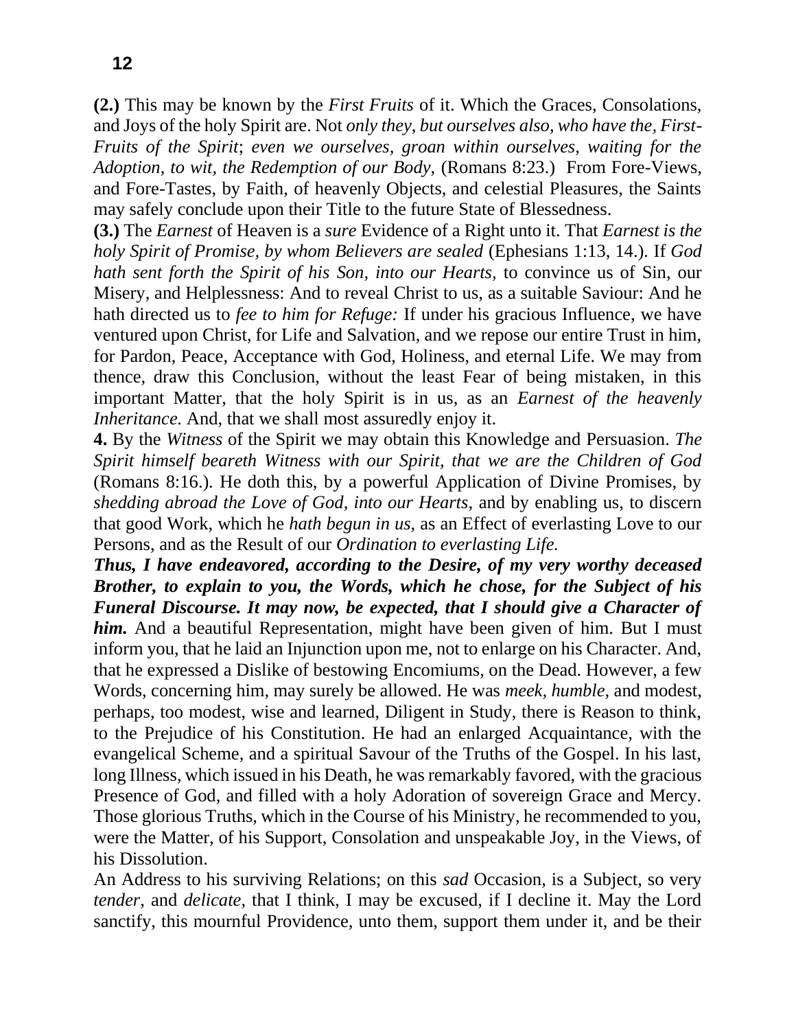**(2.)** This may be known by the *First Fruits* of it. Which the Graces, Consolations, and Joys of the holy Spirit are. Not *only they, but ourselves also, who have the, First-Fruits of the Spirit*; *even we ourselves, groan within ourselves, waiting for the Adoption, to wit, the Redemption of our Body,* (Romans 8:23.) From Fore-Views, and Fore-Tastes, by Faith, of heavenly Objects, and celestial Pleasures, the Saints may safely conclude upon their Title to the future State of Blessedness.

**(3.)** The *Earnest* of Heaven is a *sure* Evidence of a Right unto it. That *Earnest is the holy Spirit of Promise, by whom Believers are sealed* (Ephesians 1:13, 14.). If *God hath sent forth the Spirit of his Son, into our Hearts,* to convince us of Sin, our Misery, and Helplessness: And to reveal Christ to us, as a suitable Saviour: And he hath directed us to *fee to him for Refuge:* If under his gracious Influence, we have ventured upon Christ, for Life and Salvation, and we repose our entire Trust in him, for Pardon, Peace, Acceptance with God, Holiness, and eternal Life. We may from thence, draw this Conclusion, without the least Fear of being mistaken, in this important Matter, that the holy Spirit is in us, as an *Earnest of the heavenly Inheritance.* And, that we shall most assuredly enjoy it.

**4.** By the *Witness* of the Spirit we may obtain this Knowledge and Persuasion. *The Spirit himself beareth Witness with our Spirit, that we are the Children of God* (Romans 8:16.). He doth this, by a powerful Application of Divine Promises, by *shedding abroad the Love of God, into our Hearts,* and by enabling us, to discern that good Work, which he *hath begun in us,* as an Effect of everlasting Love to our Persons, and as the Result of our *Ordination to everlasting Life.*

***Thus, I have endeavored, according to the Desire, of my very worthy deceased Brother, to explain to you, the Words, which he chose, for the Subject of his Funeral Discourse. It may now, be expected, that I should give a Character of him.*** And a beautiful Representation, might have been given of him. But I must inform you, that he laid an Injunction upon me, not to enlarge on his Character. And, that he expressed a Dislike of bestowing Encomiums, on the Dead. However, a few Words, concerning him, may surely be allowed. He was *meek, humble,* and modest, perhaps, too modest, wise and learned, Diligent in Study, there is Reason to think, to the Prejudice of his Constitution. He had an enlarged Acquaintance, with the evangelical Scheme, and a spiritual Savour of the Truths of the Gospel. In his last, long Illness, which issued in his Death, he was remarkably favored, with the gracious Presence of God, and filled with a holy Adoration of sovereign Grace and Mercy. Those glorious Truths, which in the Course of his Ministry, he recommended to you, were the Matter, of his Support, Consolation and unspeakable Joy, in the Views, of his Dissolution.

An Address to his surviving Relations; on this *sad* Occasion, is a Subject, so very *tender,* and *delicate,* that I think, I may be excused, if I decline it. May the Lord sanctify, this mournful Providence, unto them, support them under it, and be their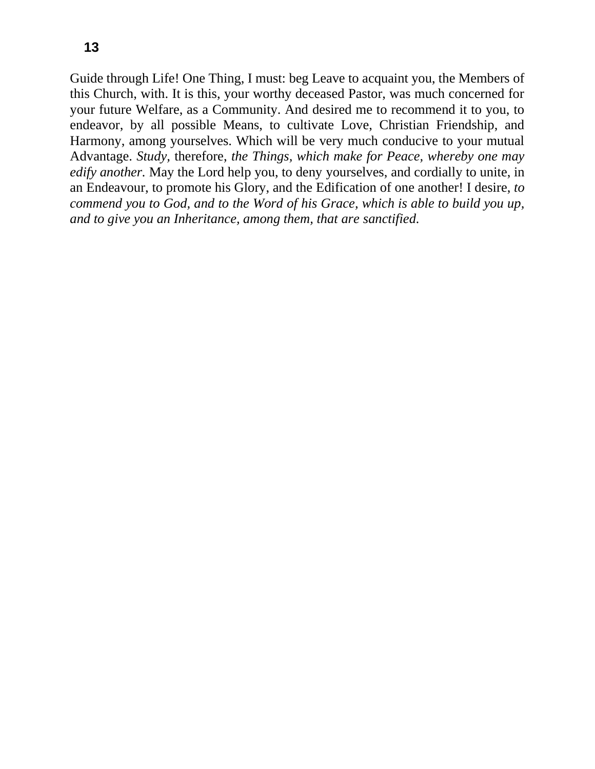Guide through Life! One Thing, I must: beg Leave to acquaint you, the Members of this Church, with. It is this, your worthy deceased Pastor, was much concerned for your future Welfare, as a Community. And desired me to recommend it to you, to endeavor, by all possible Means, to cultivate Love, Christian Friendship, and Harmony, among yourselves. Which will be very much conducive to your mutual Advantage. *Study,* therefore, *the Things, which make for Peace, whereby one may edify another.* May the Lord help you, to deny yourselves, and cordially to unite, in an Endeavour, to promote his Glory, and the Edification of one another! I desire, *to commend you to God, and to the Word of his Grace, which is able to build you up, and to give you an Inheritance, among them, that are sanctified.*